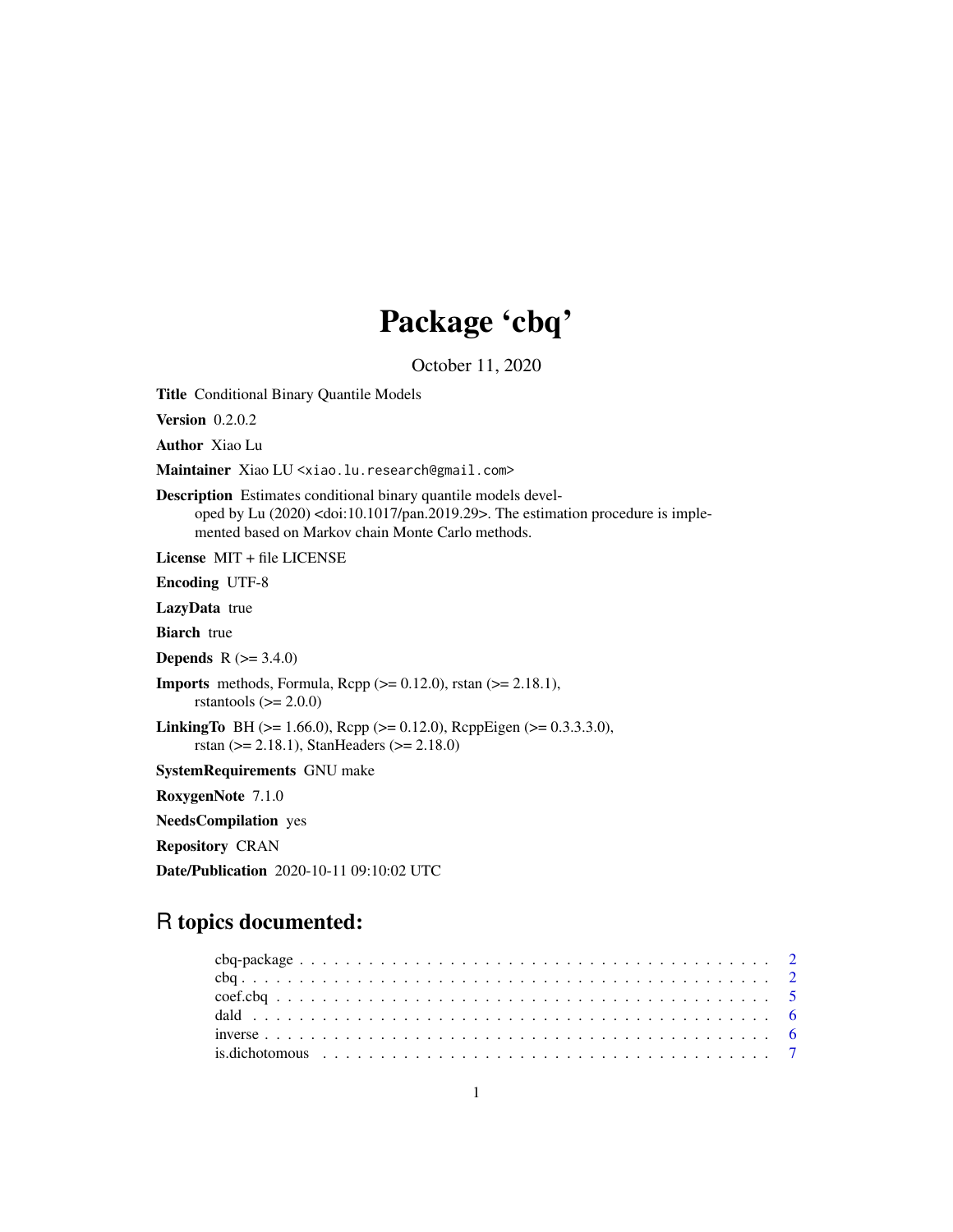# Package 'cbq'

October 11, 2020

**Title** Conditional Binary Quantile Models

**Version** 0.2.0.2

**Author** Xiao Lu

**Maintainer** Xiao LU <xiao.lu.research@gmail.com>

**Description** Estimates conditional binary quantile models developed by Lu (2020) <doi:10.1017/pan.2019.29>. The estimation procedure is implemented based on Markov chain Monte Carlo methods.

**License** MIT + file LICENSE

**Encoding** UTF-8

**LazyData** true

**Biarch** true

**Depends** R (>= 3.4.0)

**Imports** methods, Formula, Rcpp (>= 0.12.0), rstan (>= 2.18.1), rstantools (>= 2.0.0)

**LinkingTo** BH (>= 1.66.0), Rcpp (>= 0.12.0), RcppEigen (>= 0.3.3.3.0), rstan (>= 2.18.1), StanHeaders (>= 2.18.0)

**SystemRequirements** GNU make

**RoxygenNote** 7.1.0

**NeedsCompilation** yes

**Repository** CRAN

**Date/Publication** 2020-10-11 09:10:02 UTC

## R topics documented:

- cbq-package . . . . . . . . . . . . . . . . . . . . . . . . . . . . . . . . . . . . . . . . 2
- cbq . . . . . . . . . . . . . . . . . . . . . . . . . . . . . . . . . . . . . . . . . . . . 2
- coef.cbq . . . . . . . . . . . . . . . . . . . . . . . . . . . . . . . . . . . . . . . . . 5
- dald . . . . . . . . . . . . . . . . . . . . . . . . . . . . . . . . . . . . . . . . . . . 6
- inverse . . . . . . . . . . . . . . . . . . . . . . . . . . . . . . . . . . . . . . . . . . 6
- is.dichotomous . . . . . . . . . . . . . . . . . . . . . . . . . . . . . . . . . . . . . 7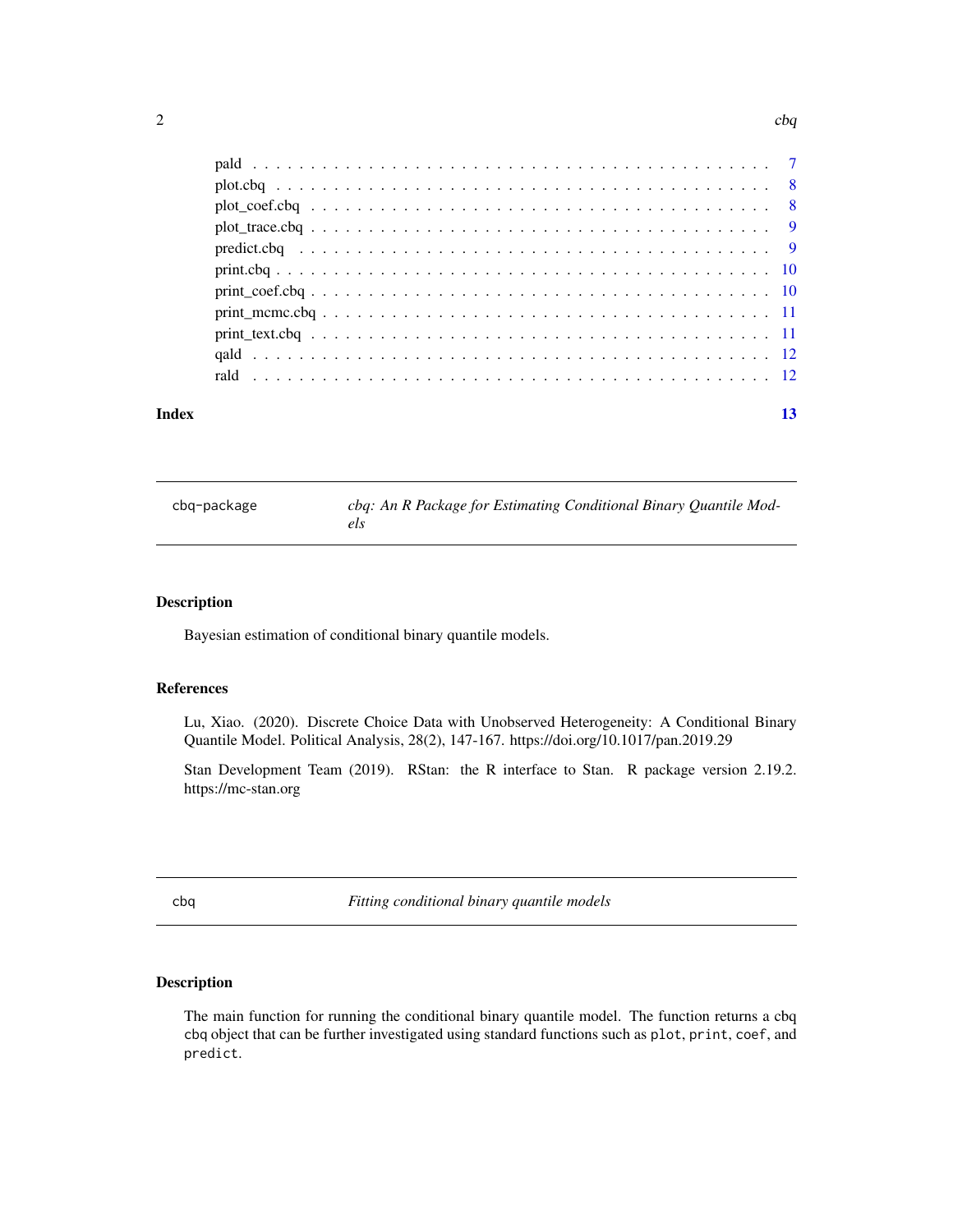pald . . . . . . . . . . . . . . . . . . . . . . . . . . . . . . . . . . . . . . . . . 7
plot.cbq . . . . . . . . . . . . . . . . . . . . . . . . . . . . . . . . . . . . . . . 8
plot_coef.cbq . . . . . . . . . . . . . . . . . . . . . . . . . . . . . . . . . . . . 8
plot_trace.cbq . . . . . . . . . . . . . . . . . . . . . . . . . . . . . . . . . . . . 9
predict.cbq . . . . . . . . . . . . . . . . . . . . . . . . . . . . . . . . . . . . . 9
print.cbq . . . . . . . . . . . . . . . . . . . . . . . . . . . . . . . . . . . . . . 10
print_coef.cbq . . . . . . . . . . . . . . . . . . . . . . . . . . . . . . . . . . . 10
print_mcmc.cbq . . . . . . . . . . . . . . . . . . . . . . . . . . . . . . . . . . . 11
print_text.cbq . . . . . . . . . . . . . . . . . . . . . . . . . . . . . . . . . . . 11
qald . . . . . . . . . . . . . . . . . . . . . . . . . . . . . . . . . . . . . . . . . 12
rald . . . . . . . . . . . . . . . . . . . . . . . . . . . . . . . . . . . . . . . . . 12

**Index** 13

---

`cbq-package` *cbq: An R Package for Estimating Conditional Binary Quantile Models*

---

## Description

Bayesian estimation of conditional binary quantile models.

## References

Lu, Xiao. (2020). Discrete Choice Data with Unobserved Heterogeneity: A Conditional Binary Quantile Model. Political Analysis, 28(2), 147-167. https://doi.org/10.1017/pan.2019.29

Stan Development Team (2019). RStan: the R interface to Stan. R package version 2.19.2. https://mc-stan.org

---

`cbq` *Fitting conditional binary quantile models*

---

## Description

The main function for running the conditional binary quantile model. The function returns a cbq `cbq` object that can be further investigated using standard functions such as `plot`, `print`, `coef`, and `predict`.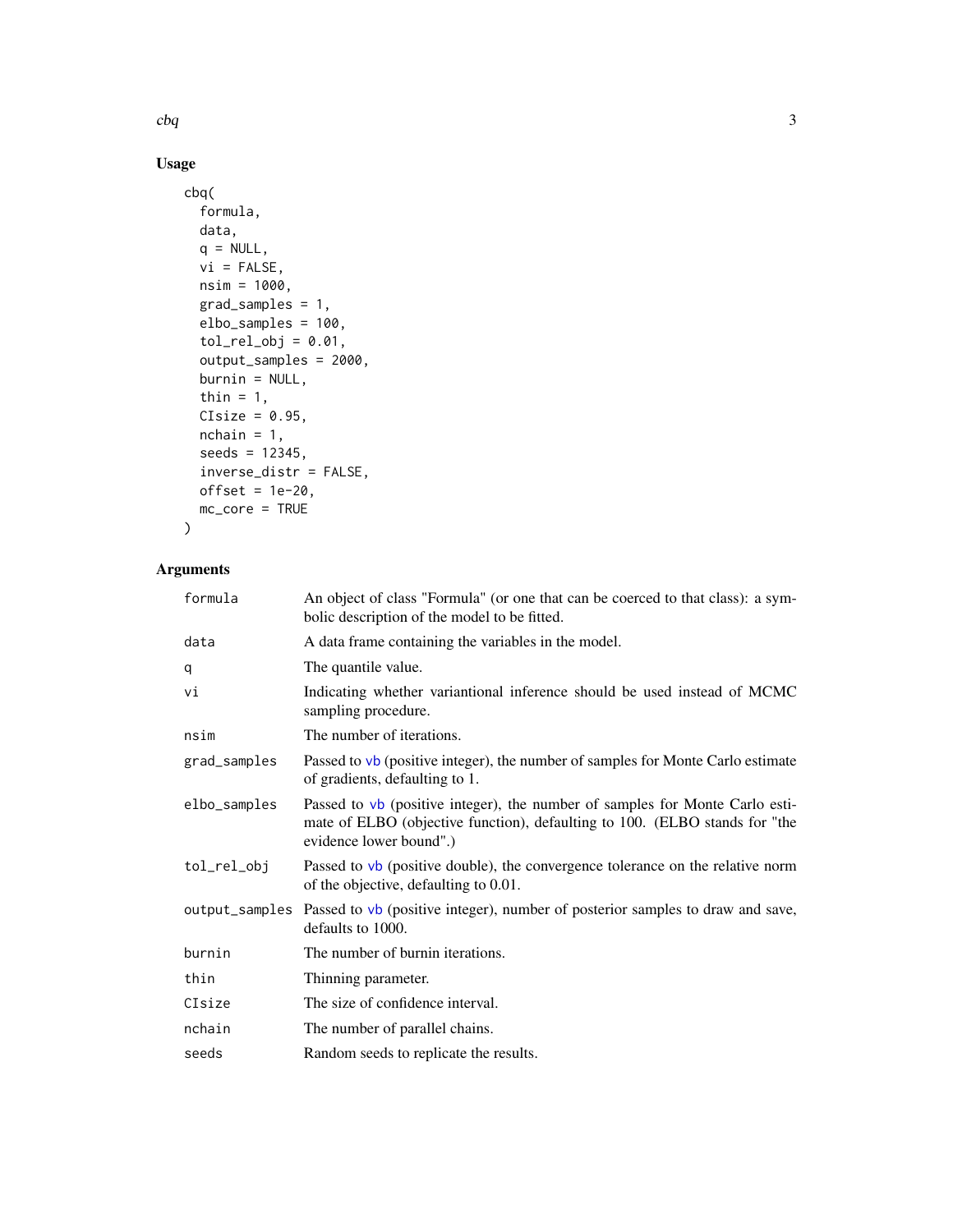## Usage

```
cbq(
  formula,
  data,
  q = NULL,
  vi = FALSE,
  nsim = 1000,
  grad_samples = 1,
  elbo_samples = 100,
  tol_rel_obj = 0.01,
  output_samples = 2000,
  burnin = NULL,
  thin = 1,
  CIsize = 0.95,
  nchain = 1,
  seeds = 12345,
  inverse_distr = FALSE,
  offset = 1e-20,
  mc_core = TRUE
)
```

## Arguments

| Argument | Description |
|---|---|
| `formula` | An object of class "Formula" (or one that can be coerced to that class): a symbolic description of the model to be fitted. |
| `data` | A data frame containing the variables in the model. |
| `q` | The quantile value. |
| `vi` | Indicating whether variantional inference should be used instead of MCMC sampling procedure. |
| `nsim` | The number of iterations. |
| `grad_samples` | Passed to vb (positive integer), the number of samples for Monte Carlo estimate of gradients, defaulting to 1. |
| `elbo_samples` | Passed to vb (positive integer), the number of samples for Monte Carlo estimate of ELBO (objective function), defaulting to 100. (ELBO stands for "the evidence lower bound".) |
| `tol_rel_obj` | Passed to vb (positive double), the convergence tolerance on the relative norm of the objective, defaulting to 0.01. |
| `output_samples` | Passed to vb (positive integer), number of posterior samples to draw and save, defaults to 1000. |
| `burnin` | The number of burnin iterations. |
| `thin` | Thinning parameter. |
| `CIsize` | The size of confidence interval. |
| `nchain` | The number of parallel chains. |
| `seeds` | Random seeds to replicate the results. |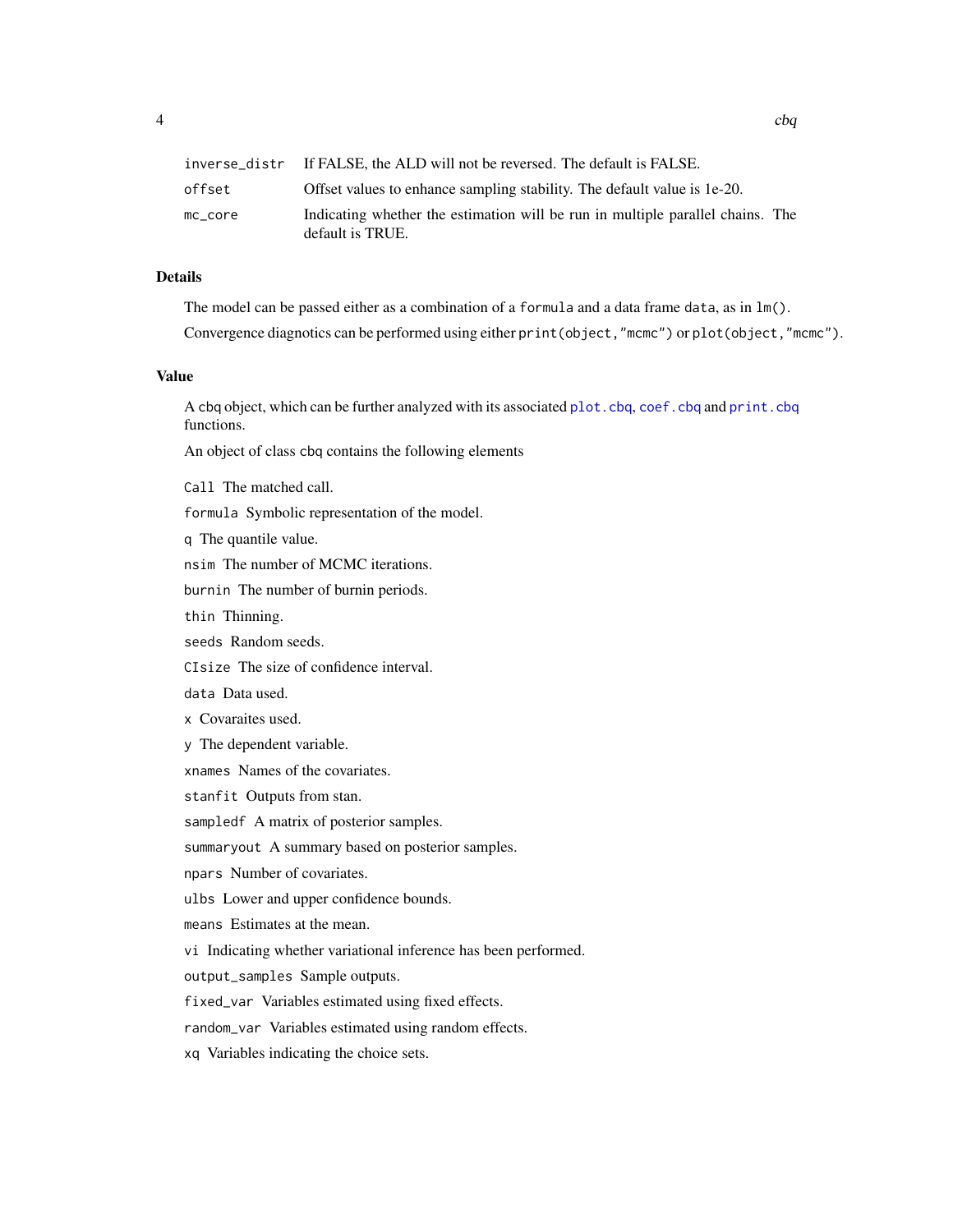| | |
|---|---|
| `inverse_distr` | If FALSE, the ALD will not be reversed. The default is FALSE. |
| `offset` | Offset values to enhance sampling stability. The default value is 1e-20. |
| `mc_core` | Indicating whether the estimation will be run in multiple parallel chains. The default is TRUE. |

## Details

The model can be passed either as a combination of a `formula` and a data frame `data`, as in `lm()`.

Convergence diagnotics can be performed using either `print(object,"mcmc")` or `plot(object,"mcmc")`.

## Value

A cbq object, which can be further analyzed with its associated `plot.cbq`, `coef.cbq` and `print.cbq` functions.

An object of class `cbq` contains the following elements

- `Call` The matched call.
- `formula` Symbolic representation of the model.
- `q` The quantile value.
- `nsim` The number of MCMC iterations.
- `burnin` The number of burnin periods.
- `thin` Thinning.
- `seeds` Random seeds.
- `CIsize` The size of confidence interval.
- `data` Data used.
- `x` Covaraites used.
- `y` The dependent variable.
- `xnames` Names of the covariates.
- `stanfit` Outputs from stan.
- `sampledf` A matrix of posterior samples.
- `summaryout` A summary based on posterior samples.
- `npars` Number of covariates.
- `ulbs` Lower and upper confidence bounds.
- `means` Estimates at the mean.
- `vi` Indicating whether variational inference has been performed.
- `output_samples` Sample outputs.
- `fixed_var` Variables estimated using fixed effects.
- `random_var` Variables estimated using random effects.
- `xq` Variables indicating the choice sets.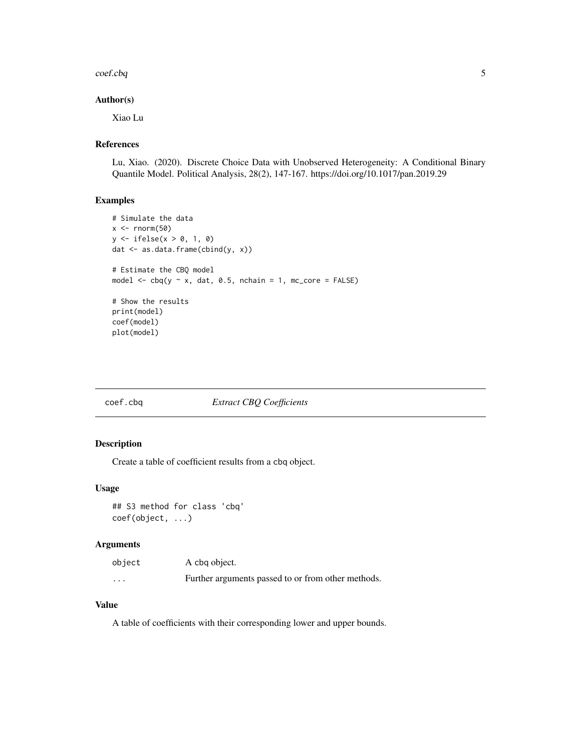## Author(s)

Xiao Lu

## References

Lu, Xiao. (2020). Discrete Choice Data with Unobserved Heterogeneity: A Conditional Binary Quantile Model. Political Analysis, 28(2), 147-167. https://doi.org/10.1017/pan.2019.29

## Examples

```
# Simulate the data
x <- rnorm(50)
y <- ifelse(x > 0, 1, 0)
dat <- as.data.frame(cbind(y, x))

# Estimate the CBQ model
model <- cbq(y ~ x, dat, 0.5, nchain = 1, mc_core = FALSE)

# Show the results
print(model)
coef(model)
plot(model)
```

---

# coef.cbq *Extract CBQ Coefficients*

## Description

Create a table of coefficient results from a cbq object.

## Usage

```
## S3 method for class 'cbq'
coef(object, ...)
```

## Arguments

| | |
|---|---|
| object | A cbq object. |
| ... | Further arguments passed to or from other methods. |

## Value

A table of coefficients with their corresponding lower and upper bounds.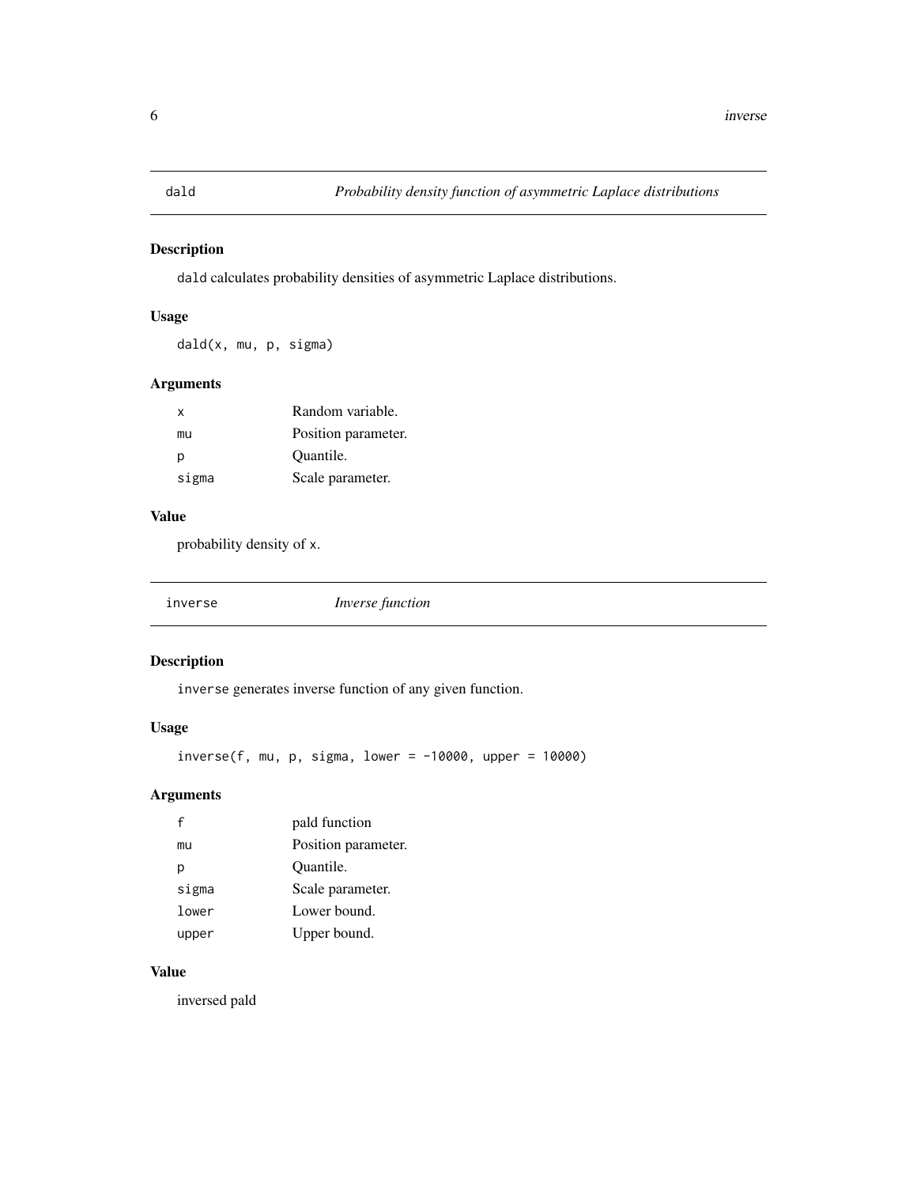## dald — *Probability density function of asymmetric Laplace distributions*

### Description

`dald` calculates probability densities of asymmetric Laplace distributions.

### Usage

```
dald(x, mu, p, sigma)
```

### Arguments

| | |
|---|---|
| `x` | Random variable. |
| `mu` | Position parameter. |
| `p` | Quantile. |
| `sigma` | Scale parameter. |

### Value

probability density of `x`.

## inverse — *Inverse function*

### Description

`inverse` generates inverse function of any given function.

### Usage

```
inverse(f, mu, p, sigma, lower = -10000, upper = 10000)
```

### Arguments

| | |
|---|---|
| `f` | pald function |
| `mu` | Position parameter. |
| `p` | Quantile. |
| `sigma` | Scale parameter. |
| `lower` | Lower bound. |
| `upper` | Upper bound. |

### Value

inversed pald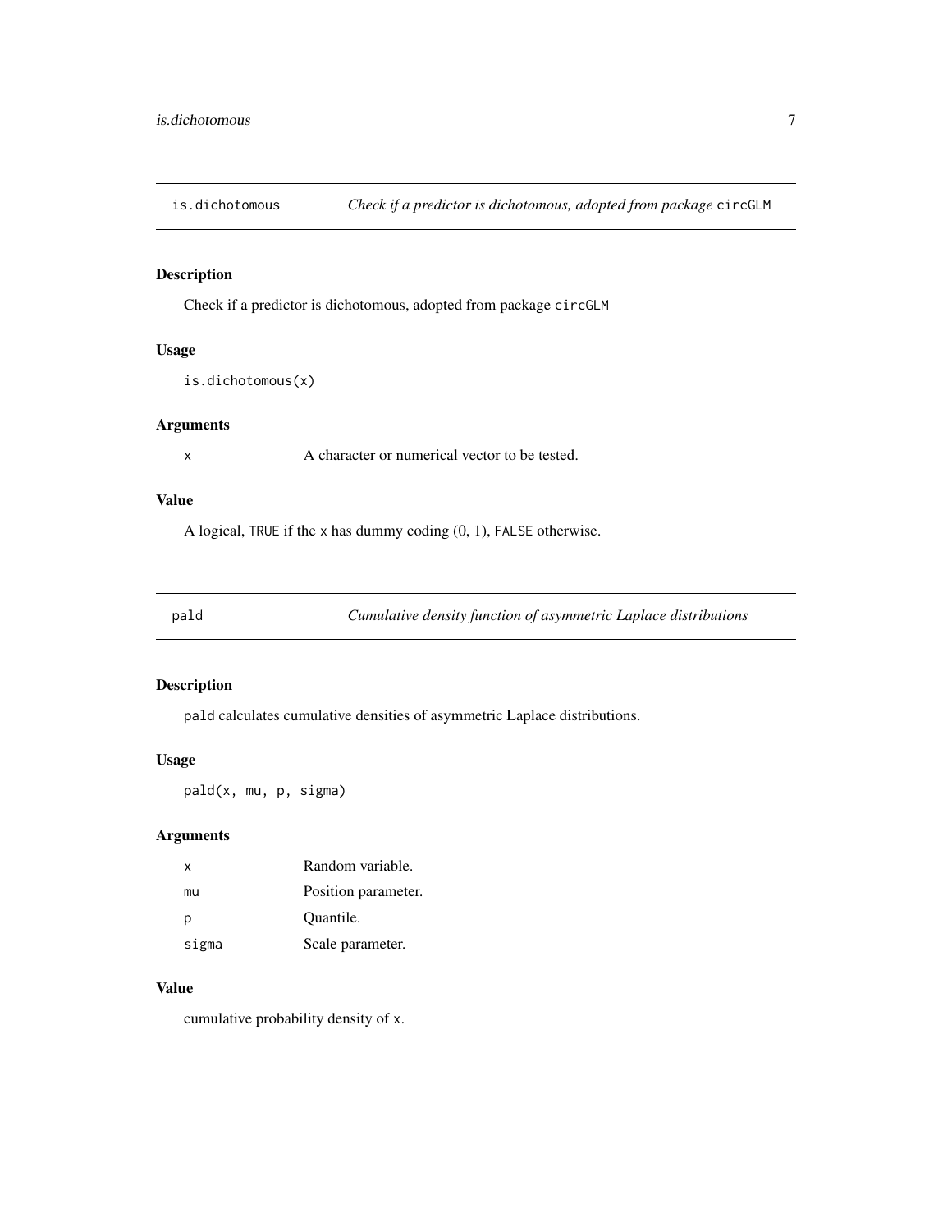## is.dichotomous — *Check if a predictor is dichotomous, adopted from package* `circGLM`

### Description

Check if a predictor is dichotomous, adopted from package `circGLM`

### Usage

```
is.dichotomous(x)
```

### Arguments

| | |
|---|---|
| x | A character or numerical vector to be tested. |

### Value

A logical, `TRUE` if the `x` has dummy coding (0, 1), `FALSE` otherwise.

## pald — *Cumulative density function of asymmetric Laplace distributions*

### Description

`pald` calculates cumulative densities of asymmetric Laplace distributions.

### Usage

```
pald(x, mu, p, sigma)
```

### Arguments

| | |
|---|---|
| x | Random variable. |
| mu | Position parameter. |
| p | Quantile. |
| sigma | Scale parameter. |

### Value

cumulative probability density of `x`.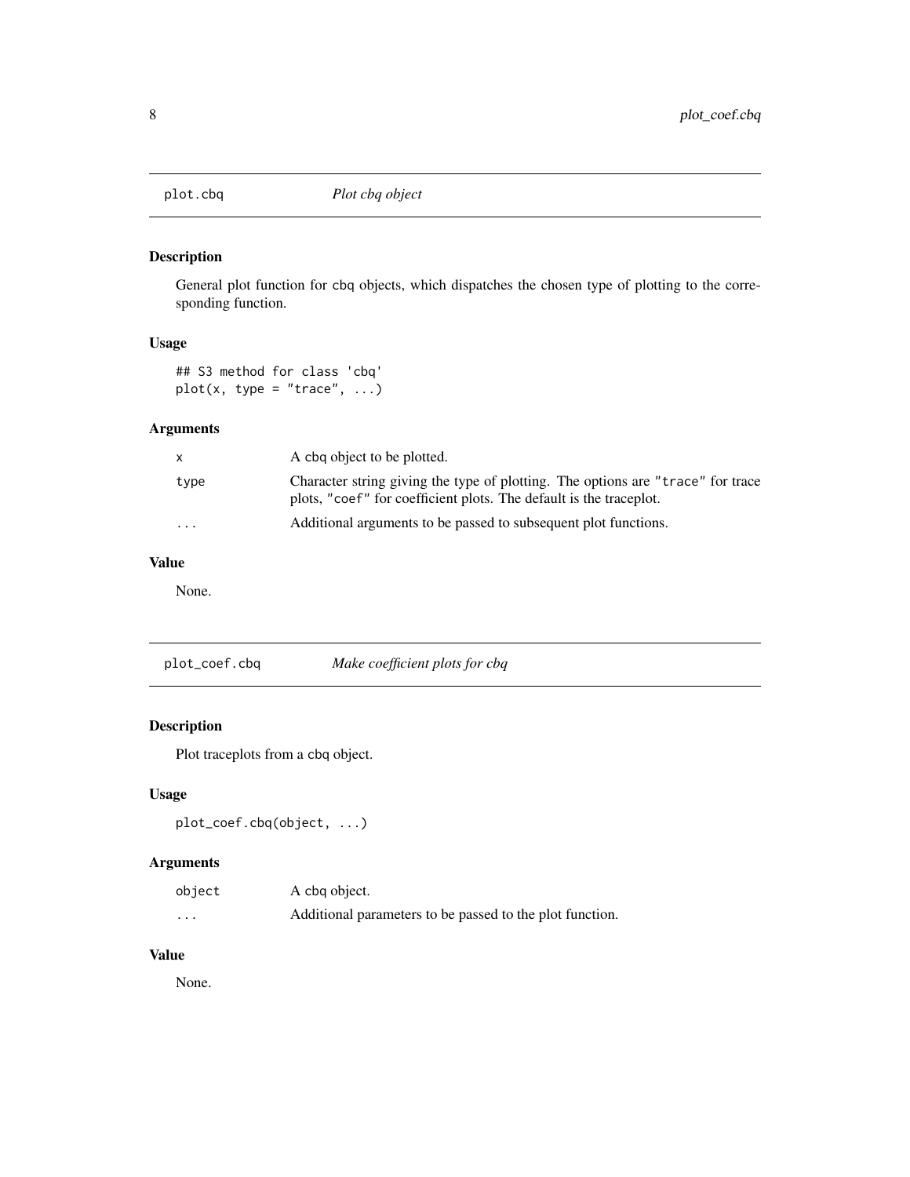## plot.cbq — *Plot cbq object*

### Description

General plot function for `cbq` objects, which dispatches the chosen type of plotting to the corresponding function.

### Usage

```
## S3 method for class 'cbq'
plot(x, type = "trace", ...)
```

### Arguments

| | |
|---|---|
| `x` | A cbq object to be plotted. |
| `type` | Character string giving the type of plotting. The options are `"trace"` for trace plots, `"coef"` for coefficient plots. The default is the traceplot. |
| `...` | Additional arguments to be passed to subsequent plot functions. |

### Value

None.

## plot_coef.cbq — *Make coefficient plots for cbq*

### Description

Plot traceplots from a `cbq` object.

### Usage

```
plot_coef.cbq(object, ...)
```

### Arguments

| | |
|---|---|
| `object` | A cbq object. |
| `...` | Additional parameters to be passed to the plot function. |

### Value

None.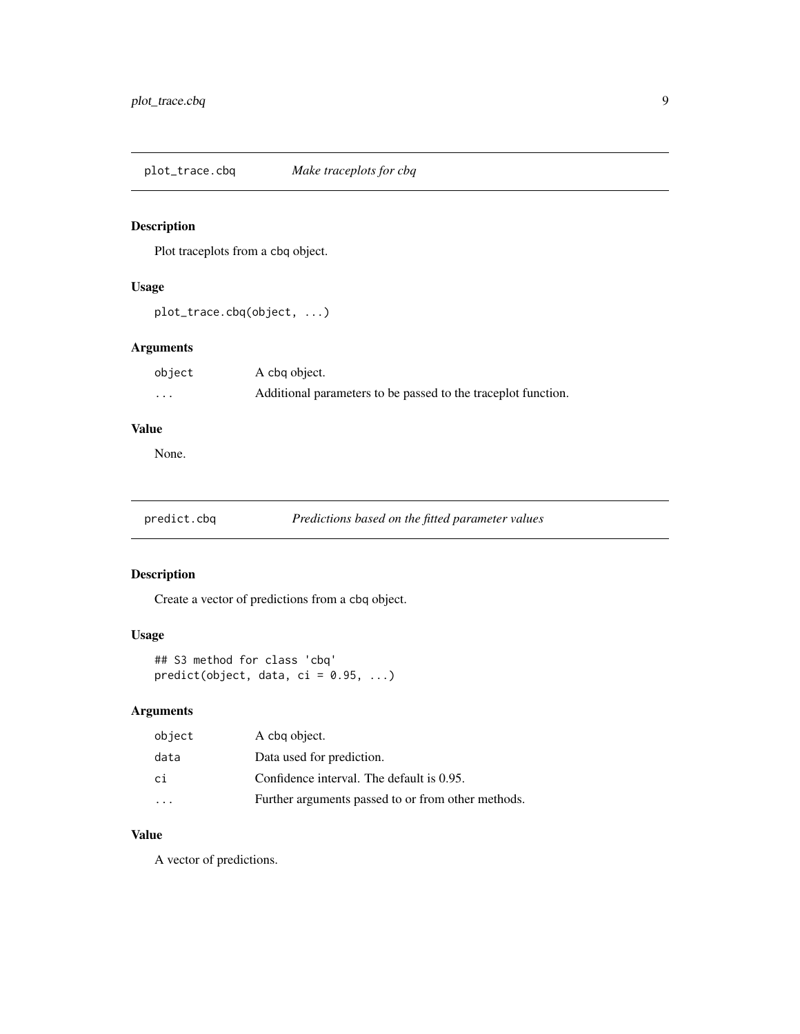## plot_trace.cbq — *Make traceplots for cbq*

### Description

Plot traceplots from a cbq object.

### Usage

```
plot_trace.cbq(object, ...)
```

### Arguments

| | |
|---|---|
| object | A cbq object. |
| ... | Additional parameters to be passed to the traceplot function. |

### Value

None.

## predict.cbq — *Predictions based on the fitted parameter values*

### Description

Create a vector of predictions from a cbq object.

### Usage

```
## S3 method for class 'cbq'
predict(object, data, ci = 0.95, ...)
```

### Arguments

| | |
|---|---|
| object | A cbq object. |
| data | Data used for prediction. |
| ci | Confidence interval. The default is 0.95. |
| ... | Further arguments passed to or from other methods. |

### Value

A vector of predictions.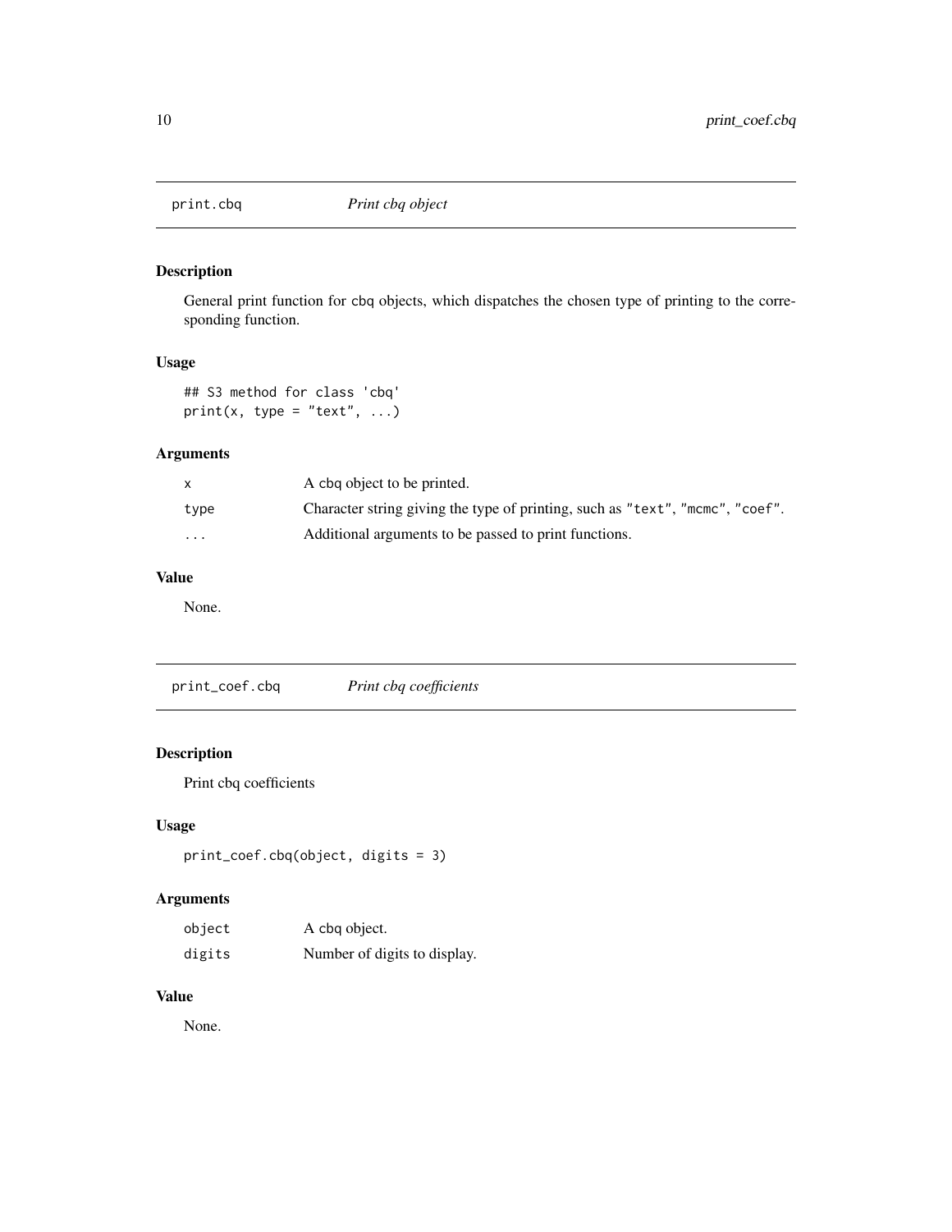## print.cbq — *Print cbq object*

### Description

General print function for cbq objects, which dispatches the chosen type of printing to the corresponding function.

### Usage

```
## S3 method for class 'cbq'
print(x, type = "text", ...)
```

### Arguments

| | |
|---|---|
| `x` | A cbq object to be printed. |
| `type` | Character string giving the type of printing, such as `"text"`, `"mcmc"`, `"coef"`. |
| `...` | Additional arguments to be passed to print functions. |

### Value

None.

## print_coef.cbq — *Print cbq coefficients*

### Description

Print cbq coefficients

### Usage

```
print_coef.cbq(object, digits = 3)
```

### Arguments

| | |
|---|---|
| `object` | A cbq object. |
| `digits` | Number of digits to display. |

### Value

None.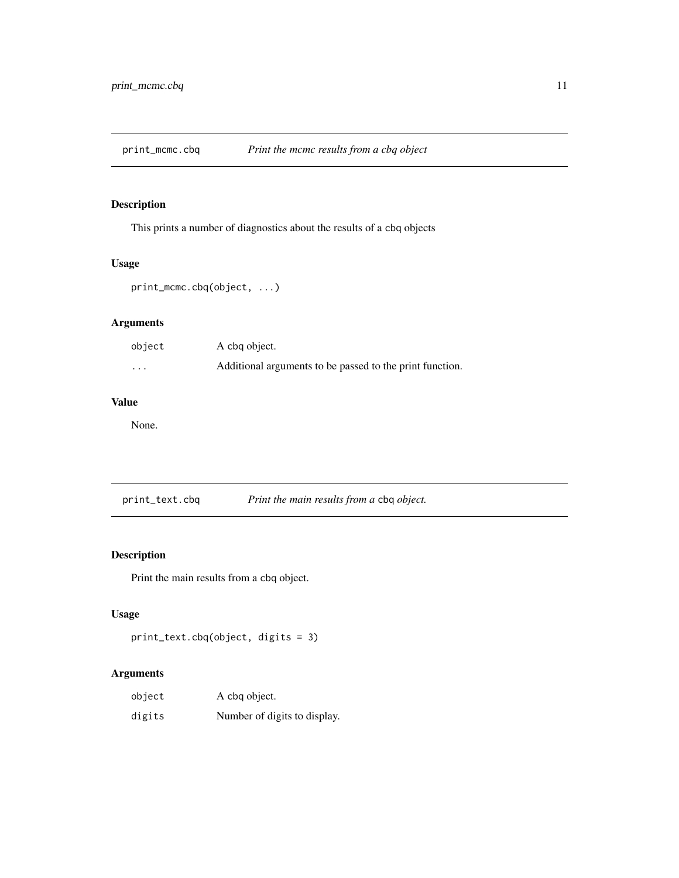## print_mcmc.cbq — *Print the mcmc results from a cbq object*

### Description

This prints a number of diagnostics about the results of a cbq objects

### Usage

```
print_mcmc.cbq(object, ...)
```

### Arguments

| | |
|---|---|
| object | A cbq object. |
| ... | Additional arguments to be passed to the print function. |

### Value

None.

## print_text.cbq — *Print the main results from a* cbq *object.*

### Description

Print the main results from a cbq object.

### Usage

```
print_text.cbq(object, digits = 3)
```

### Arguments

| | |
|---|---|
| object | A cbq object. |
| digits | Number of digits to display. |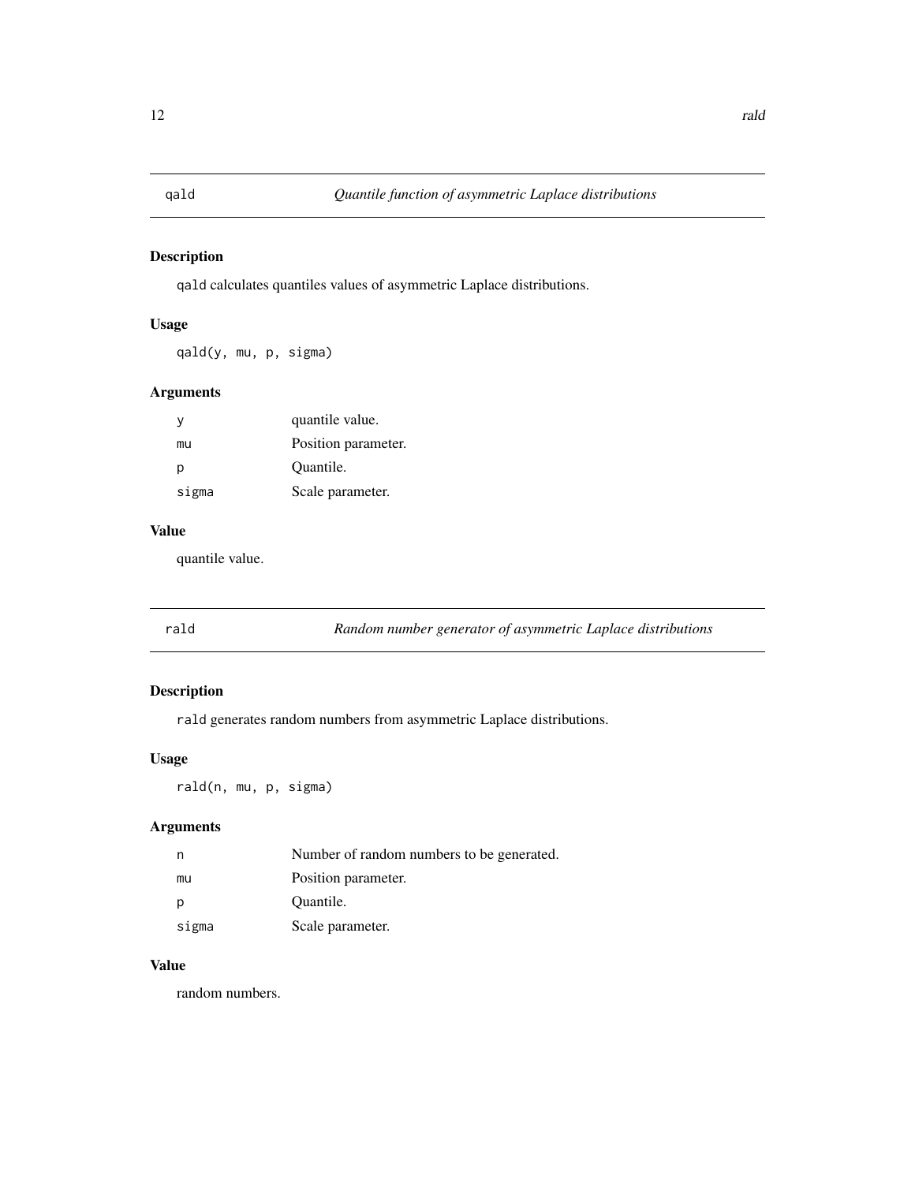## qald — *Quantile function of asymmetric Laplace distributions*

### Description

qald calculates quantiles values of asymmetric Laplace distributions.

### Usage

```
qald(y, mu, p, sigma)
```

### Arguments

| | |
|---|---|
| y | quantile value. |
| mu | Position parameter. |
| p | Quantile. |
| sigma | Scale parameter. |

### Value

quantile value.

## rald — *Random number generator of asymmetric Laplace distributions*

### Description

rald generates random numbers from asymmetric Laplace distributions.

### Usage

```
rald(n, mu, p, sigma)
```

### Arguments

| | |
|---|---|
| n | Number of random numbers to be generated. |
| mu | Position parameter. |
| p | Quantile. |
| sigma | Scale parameter. |

### Value

random numbers.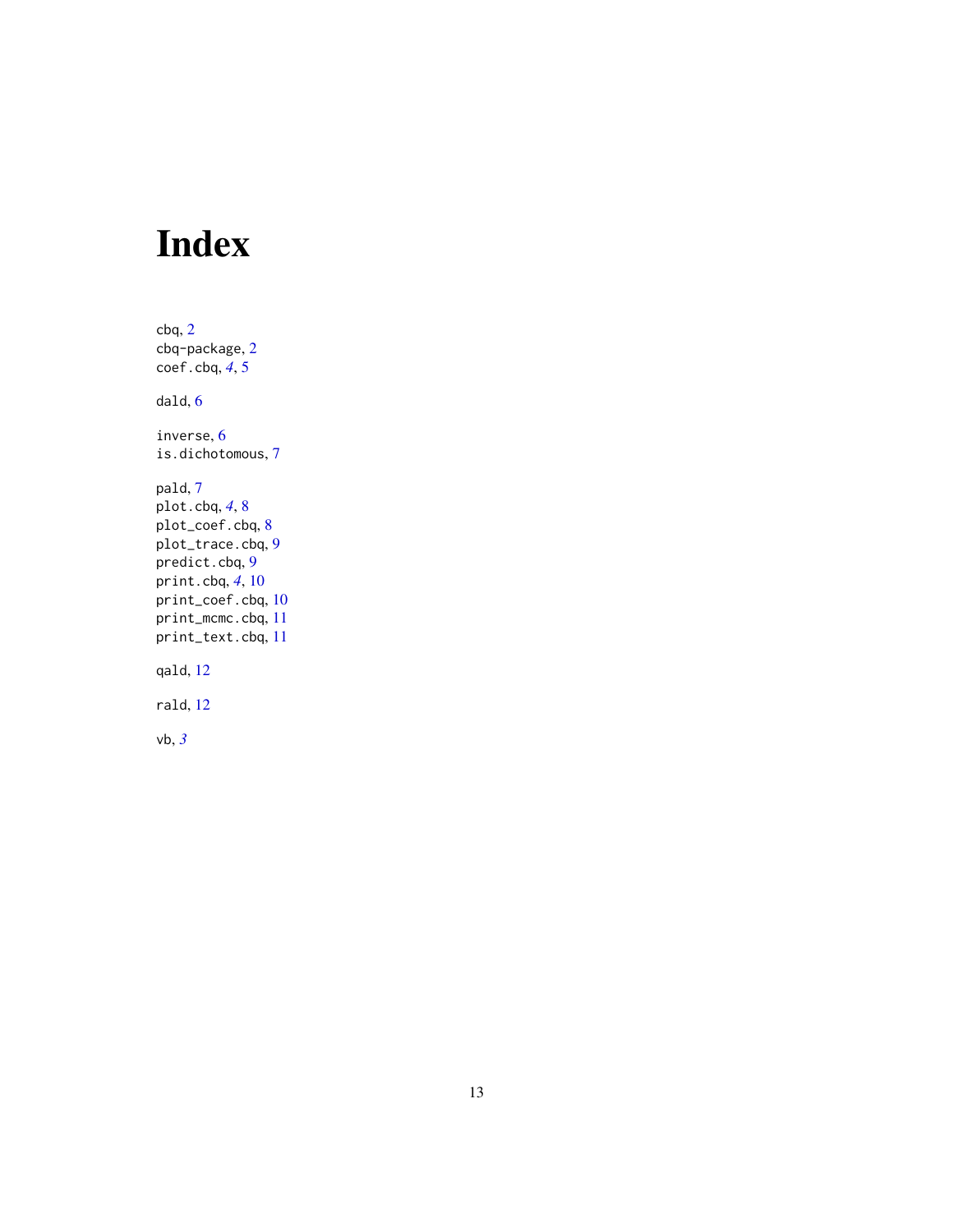# Index

cbq, 2
cbq-package, 2
coef.cbq, *4*, 5

dald, 6

inverse, 6
is.dichotomous, 7

pald, 7
plot.cbq, *4*, 8
plot_coef.cbq, 8
plot_trace.cbq, 9
predict.cbq, 9
print.cbq, *4*, 10
print_coef.cbq, 10
print_mcmc.cbq, 11
print_text.cbq, 11

qald, 12

rald, 12

vb, *3*